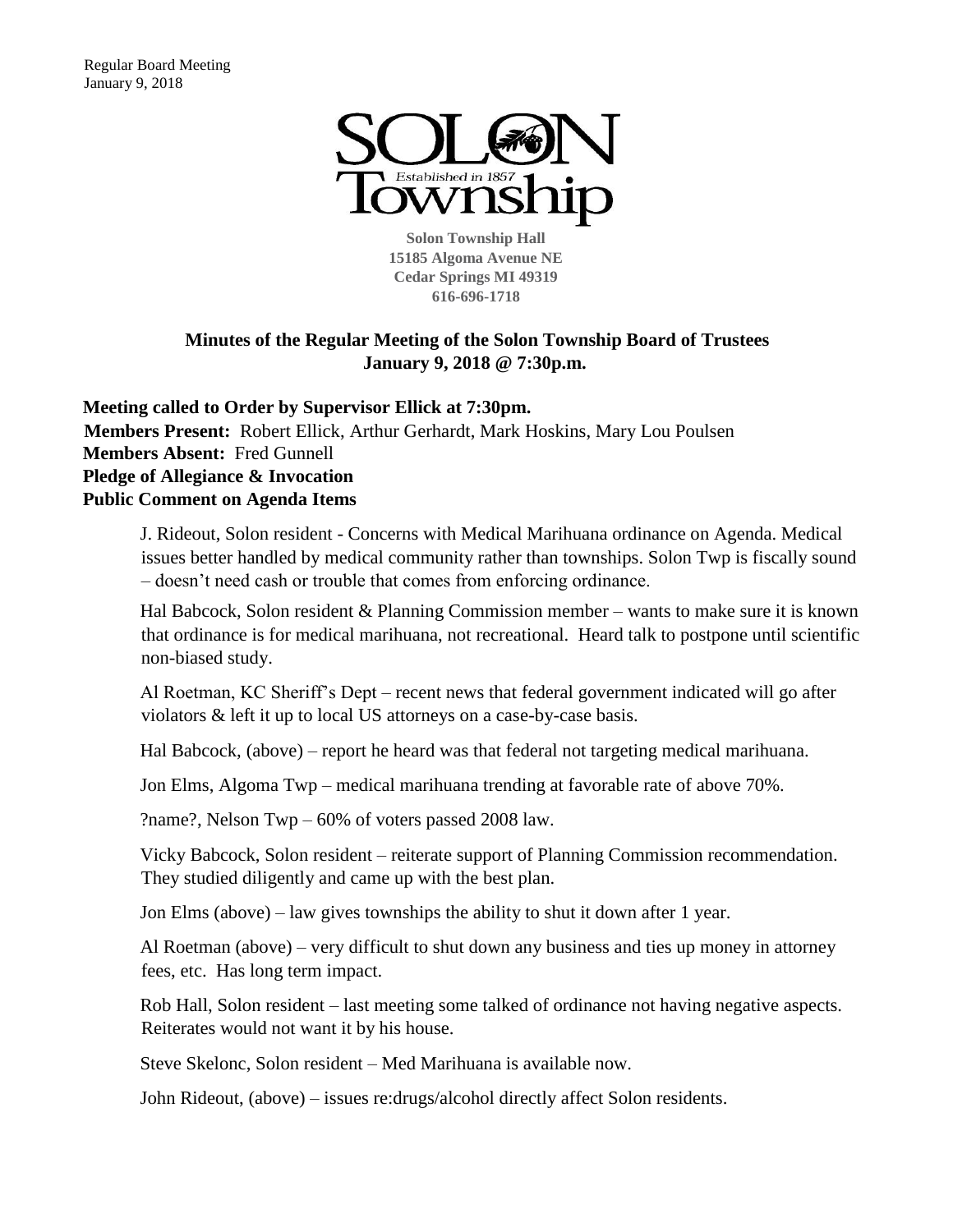Solon Township Hall
15185 Algoma Avenue NE
Cedar Springs MI 49319
616-696-1718

## Minutes of the Regular Meeting of the Solon Township Board of Trustees
## January 9, 2018 @ 7:30p.m.

**Meeting called to Order by Supervisor Ellick at 7:30pm.**
**Members Present:** Robert Ellick, Arthur Gerhardt, Mark Hoskins, Mary Lou Poulsen
**Members Absent:** Fred Gunnell
**Pledge of Allegiance & Invocation**
**Public Comment on Agenda Items**

J. Rideout, Solon resident - Concerns with Medical Marihuana ordinance on Agenda. Medical issues better handled by medical community rather than townships. Solon Twp is fiscally sound – doesn't need cash or trouble that comes from enforcing ordinance.

Hal Babcock, Solon resident & Planning Commission member – wants to make sure it is known that ordinance is for medical marihuana, not recreational. Heard talk to postpone until scientific non-biased study.

Al Roetman, KC Sheriff's Dept – recent news that federal government indicated will go after violators & left it up to local US attorneys on a case-by-case basis.

Hal Babcock, (above) – report he heard was that federal not targeting medical marihuana.

Jon Elms, Algoma Twp – medical marihuana trending at favorable rate of above 70%.

?name?, Nelson Twp – 60% of voters passed 2008 law.

Vicky Babcock, Solon resident – reiterate support of Planning Commission recommendation. They studied diligently and came up with the best plan.

Jon Elms (above) – law gives townships the ability to shut it down after 1 year.

Al Roetman (above) – very difficult to shut down any business and ties up money in attorney fees, etc. Has long term impact.

Rob Hall, Solon resident – last meeting some talked of ordinance not having negative aspects. Reiterates would not want it by his house.

Steve Skelonc, Solon resident – Med Marihuana is available now.

John Rideout, (above) – issues re:drugs/alcohol directly affect Solon residents.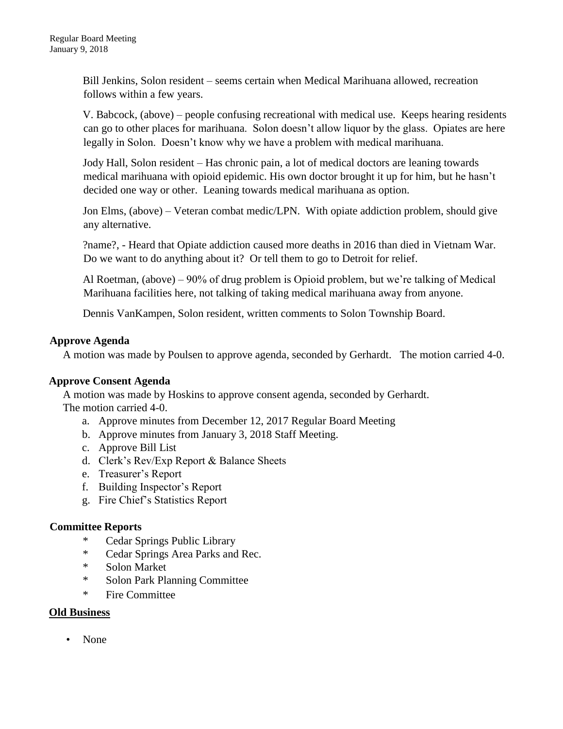Bill Jenkins, Solon resident – seems certain when Medical Marihuana allowed, recreation follows within a few years.

V. Babcock, (above) – people confusing recreational with medical use. Keeps hearing residents can go to other places for marihuana. Solon doesn't allow liquor by the glass. Opiates are here legally in Solon. Doesn't know why we have a problem with medical marihuana.

Jody Hall, Solon resident – Has chronic pain, a lot of medical doctors are leaning towards medical marihuana with opioid epidemic. His own doctor brought it up for him, but he hasn't decided one way or other. Leaning towards medical marihuana as option.

Jon Elms, (above) – Veteran combat medic/LPN. With opiate addiction problem, should give any alternative.

?name?, - Heard that Opiate addiction caused more deaths in 2016 than died in Vietnam War. Do we want to do anything about it? Or tell them to go to Detroit for relief.

Al Roetman, (above) – 90% of drug problem is Opioid problem, but we're talking of Medical Marihuana facilities here, not talking of taking medical marihuana away from anyone.

Dennis VanKampen, Solon resident, written comments to Solon Township Board.

**Approve Agenda**

A motion was made by Poulsen to approve agenda, seconded by Gerhardt. The motion carried 4-0.

**Approve Consent Agenda**

A motion was made by Hoskins to approve consent agenda, seconded by Gerhardt.
The motion carried 4-0.

a. Approve minutes from December 12, 2017 Regular Board Meeting
b. Approve minutes from January 3, 2018 Staff Meeting.
c. Approve Bill List
d. Clerk's Rev/Exp Report & Balance Sheets
e. Treasurer's Report
f. Building Inspector's Report
g. Fire Chief's Statistics Report

**Committee Reports**

- Cedar Springs Public Library
- Cedar Springs Area Parks and Rec.
- Solon Market
- Solon Park Planning Committee
- Fire Committee

**Old Business**

- None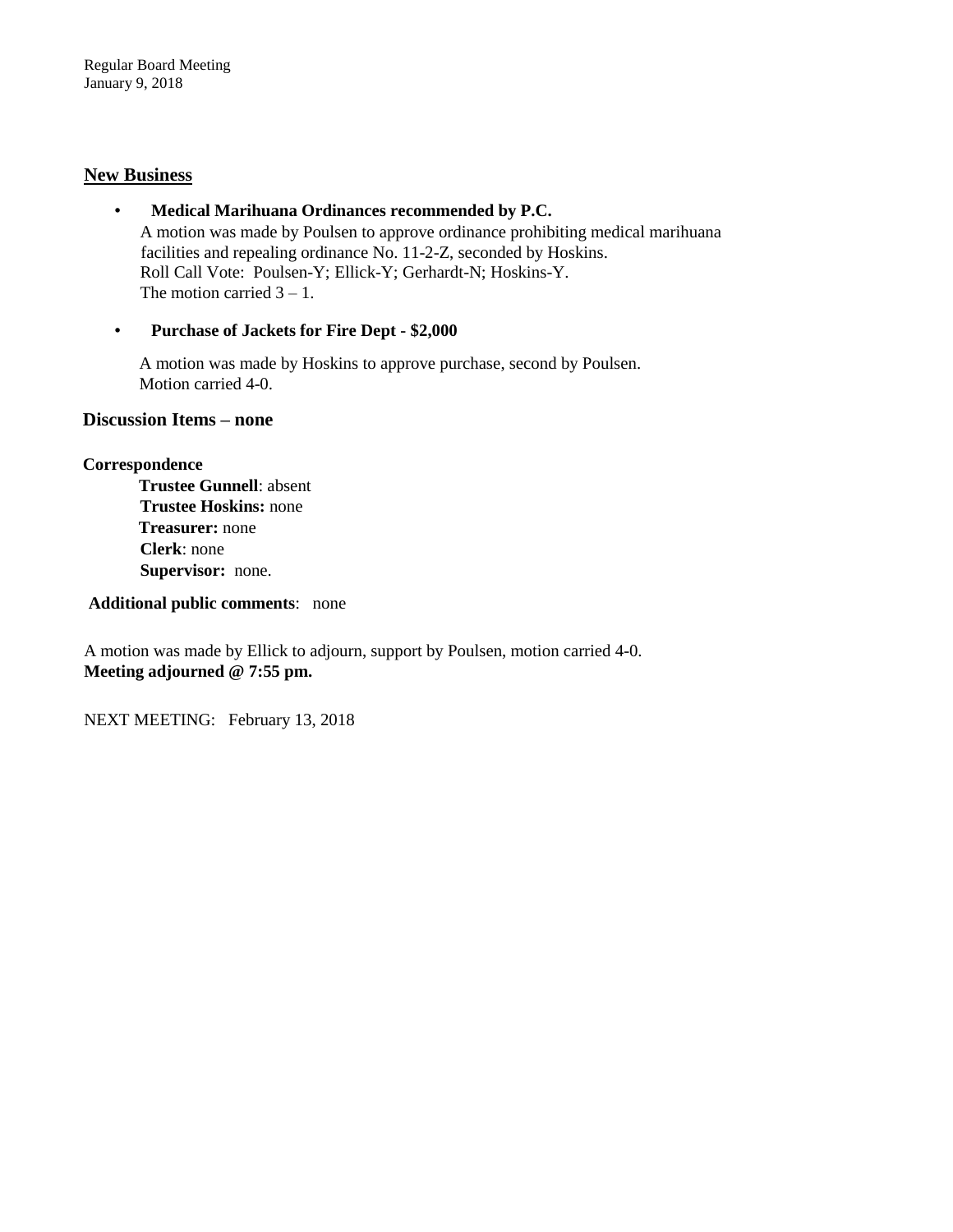## New Business

- **Medical Marihuana Ordinances recommended by P.C.**
  A motion was made by Poulsen to approve ordinance prohibiting medical marihuana facilities and repealing ordinance No. 11-2-Z, seconded by Hoskins.
  Roll Call Vote: Poulsen-Y; Ellick-Y; Gerhardt-N; Hoskins-Y.
  The motion carried 3 – 1.

- **Purchase of Jackets for Fire Dept - $2,000**

  A motion was made by Hoskins to approve purchase, second by Poulsen.
  Motion carried 4-0.

**Discussion Items – none**

**Correspondence**

**Trustee Gunnell**: absent
**Trustee Hoskins:** none
**Treasurer:** none
**Clerk**: none
**Supervisor:** none.

**Additional public comments**: none

A motion was made by Ellick to adjourn, support by Poulsen, motion carried 4-0.
**Meeting adjourned @ 7:55 pm.**

NEXT MEETING: February 13, 2018